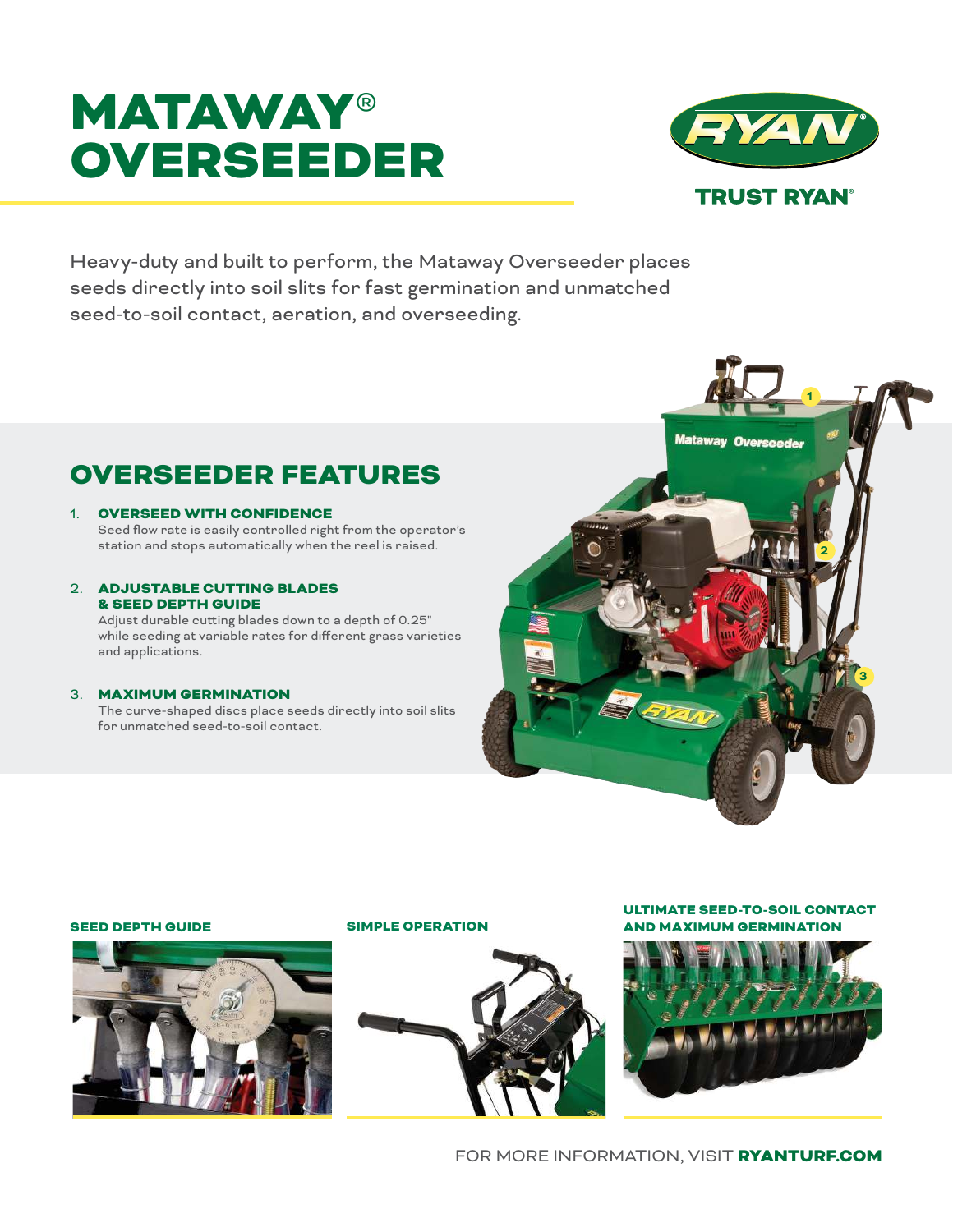# MATAWAY® OVERSEEDER

RYAN

TRUST RYAN®

Heavy-duty and built to perform, the Mataway Overseeder places seeds directly into soil slits for fast germination and unmatched seed-to-soil contact, aeration, and overseeding.

## OVERSEEDER FEATURES

1. **OVERSEED WITH CONFIDENCE**
   Seed flow rate is easily controlled right from the operator's station and stops automatically when the reel is raised.

2. **ADJUSTABLE CUTTING BLADES & SEED DEPTH GUIDE**
   Adjust durable cutting blades down to a depth of 0.25" while seeding at variable rates for different grass varieties and applications.

3. **MAXIMUM GERMINATION**
   The curve-shaped discs place seeds directly into soil slits for unmatched seed-to-soil contact.

**SEED DEPTH GUIDE**

**SIMPLE OPERATION**

**ULTIMATE SEED-TO-SOIL CONTACT AND MAXIMUM GERMINATION**

FOR MORE INFORMATION, VISIT **RYANTURF.COM**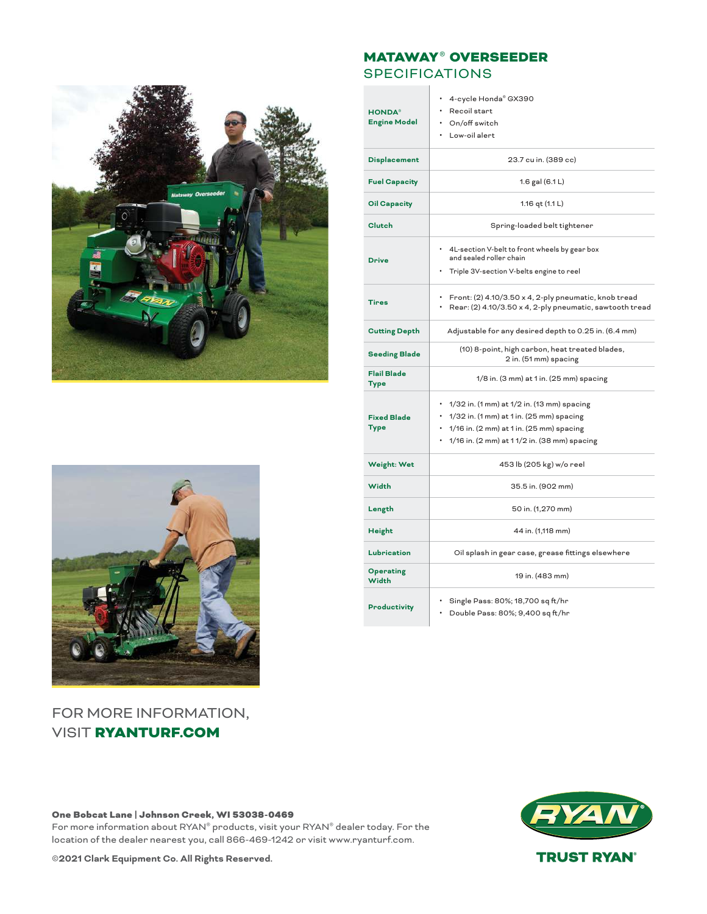## MATAWAY® OVERSEEDER SPECIFICATIONS

| | |
|---|---|
| **HONDA® Engine Model** | • 4-cycle Honda® GX390<br>• Recoil start<br>• On/off switch<br>• Low-oil alert |
| **Displacement** | 23.7 cu in. (389 cc) |
| **Fuel Capacity** | 1.6 gal (6.1 L) |
| **Oil Capacity** | 1.16 qt (1.1 L) |
| **Clutch** | Spring-loaded belt tightener |
| **Drive** | • 4L-section V-belt to front wheels by gear box and sealed roller chain<br>• Triple 3V-section V-belts engine to reel |
| **Tires** | • Front: (2) 4.10/3.50 x 4, 2-ply pneumatic, knob tread<br>• Rear: (2) 4.10/3.50 x 4, 2-ply pneumatic, sawtooth tread |
| **Cutting Depth** | Adjustable for any desired depth to 0.25 in. (6.4 mm) |
| **Seeding Blade** | (10) 8-point, high carbon, heat treated blades, 2 in. (51 mm) spacing |
| **Flail Blade Type** | 1/8 in. (3 mm) at 1 in. (25 mm) spacing |
| **Fixed Blade Type** | • 1/32 in. (1 mm) at 1/2 in. (13 mm) spacing<br>• 1/32 in. (1 mm) at 1 in. (25 mm) spacing<br>• 1/16 in. (2 mm) at 1 in. (25 mm) spacing<br>• 1/16 in. (2 mm) at 1 1/2 in. (38 mm) spacing |
| **Weight: Wet** | 453 lb (205 kg) w/o reel |
| **Width** | 35.5 in. (902 mm) |
| **Length** | 50 in. (1,270 mm) |
| **Height** | 44 in. (1,118 mm) |
| **Lubrication** | Oil splash in gear case, grease fittings elsewhere |
| **Operating Width** | 19 in. (483 mm) |
| **Productivity** | • Single Pass: 80%; 18,700 sq ft/hr<br>• Double Pass: 80%; 9,400 sq ft/hr |

FOR MORE INFORMATION, VISIT **RYANTURF.COM**

**One Bobcat Lane | Johnson Creek, WI 53038-0469**
For more information about RYAN® products, visit your RYAN® dealer today. For the location of the dealer nearest you, call 866-469-1242 or visit www.ryanturf.com.

**©2021 Clark Equipment Co. All Rights Reserved.**

RYAN®

**TRUST RYAN®**